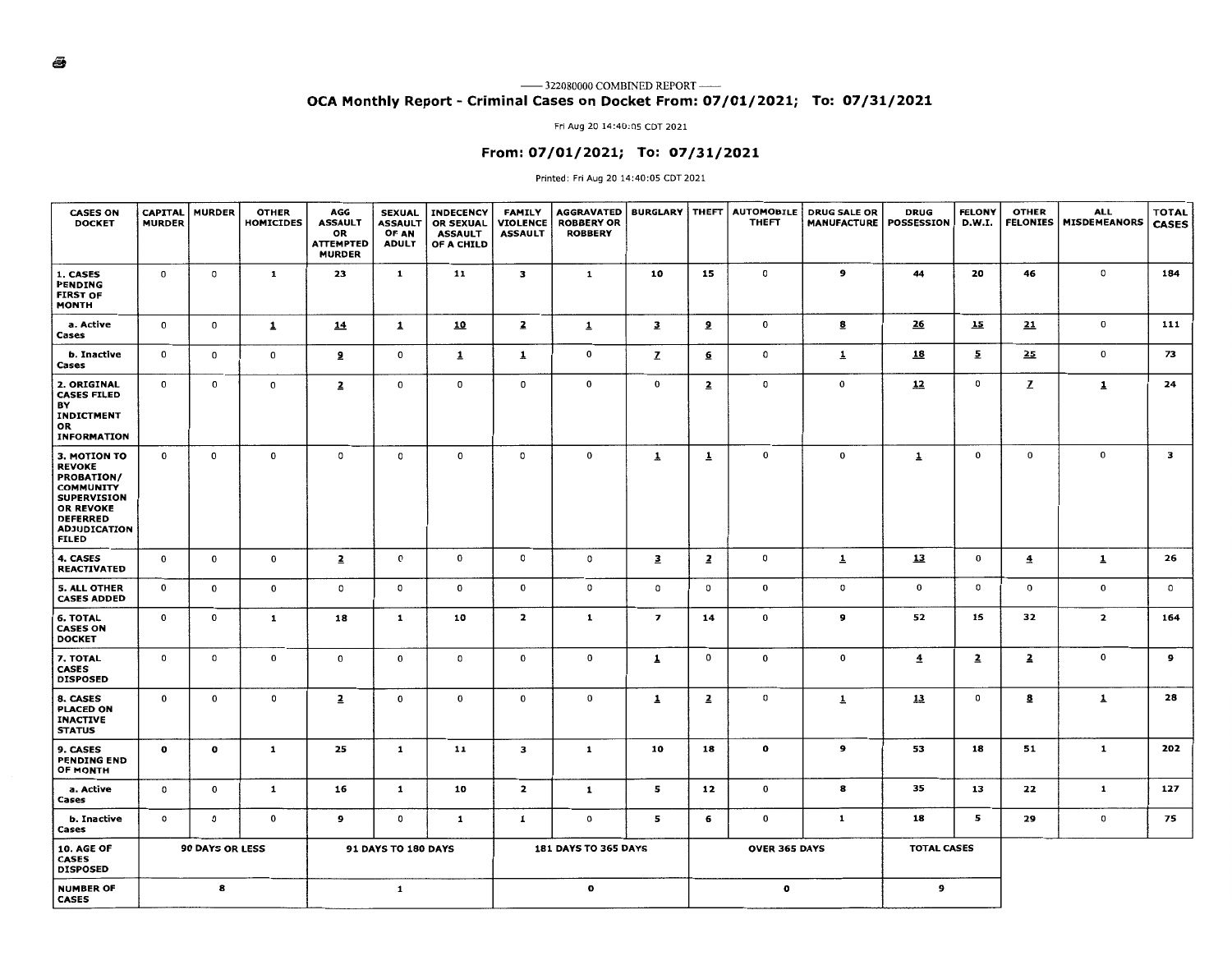—— 322080000 COMBINED REPORT ——

# OCA Monthly Report - Criminal Cases on Docket From: 07/01/2021; To: 07/31/2021

Fri Aug 20 14:40:05 CDT 2021

## From: 07/01/2021; To: 07/31/2021

Printed: Fri Aug 20 14:40:05 CDT 2021

| CASES ON DOCKET | CAPITAL MURDER | MURDER | OTHER HOMICIDES | AGG ASSAULT OR ATTEMPTED MURDER | SEXUAL ASSAULT OF AN ADULT | INDECENCY OR SEXUAL ASSAULT OF A CHILD | FAMILY VIOLENCE ASSAULT | AGGRAVATED ROBBERY OR ROBBERY | BURGLARY | THEFT | AUTOMOBILE THEFT | DRUG SALE OR MANUFACTURE | DRUG POSSESSION | FELONY D.W.I. | OTHER FELONIES | ALL MISDEMEANORS | TOTAL CASES |
|---|---|---|---|---|---|---|---|---|---|---|---|---|---|---|---|---|---|
| **1. CASES PENDING FIRST OF MONTH** | 0 | 0 | 1 | 23 | 1 | 11 | 3 | 1 | 10 | 15 | 0 | 9 | 44 | 20 | 46 | 0 | 184 |
| a. Active Cases | 0 | 0 | 1 | 14 | 1 | 10 | 2 | 1 | 3 | 9 | 0 | 8 | 26 | 15 | 21 | 0 | 111 |
| b. Inactive Cases | 0 | 0 | 0 | 9 | 0 | 1 | 1 | 0 | 7 | 6 | 0 | 1 | 18 | 5 | 25 | 0 | 73 |
| **2. ORIGINAL CASES FILED BY INDICTMENT OR INFORMATION** | 0 | 0 | 0 | 2 | 0 | 0 | 0 | 0 | 0 | 2 | 0 | 0 | 12 | 0 | 7 | 1 | 24 |
| **3. MOTION TO REVOKE PROBATION/ COMMUNITY SUPERVISION OR REVOKE DEFERRED ADJUDICATION FILED** | 0 | 0 | 0 | 0 | 0 | 0 | 0 | 0 | 1 | 1 | 0 | 0 | 1 | 0 | 0 | 0 | 3 |
| **4. CASES REACTIVATED** | 0 | 0 | 0 | 2 | 0 | 0 | 0 | 0 | 3 | 2 | 0 | 1 | 13 | 0 | 4 | 1 | 26 |
| **5. ALL OTHER CASES ADDED** | 0 | 0 | 0 | 0 | 0 | 0 | 0 | 0 | 0 | 0 | 0 | 0 | 0 | 0 | 0 | 0 | 0 |
| **6. TOTAL CASES ON DOCKET** | 0 | 0 | 1 | 18 | 1 | 10 | 2 | 1 | 7 | 14 | 0 | 9 | 52 | 15 | 32 | 2 | 164 |
| **7. TOTAL CASES DISPOSED** | 0 | 0 | 0 | 0 | 0 | 0 | 0 | 0 | 1 | 0 | 0 | 0 | 4 | 2 | 2 | 0 | 9 |
| **8. CASES PLACED ON INACTIVE STATUS** | 0 | 0 | 0 | 2 | 0 | 0 | 0 | 0 | 1 | 2 | 0 | 1 | 13 | 0 | 8 | 1 | 28 |
| **9. CASES PENDING END OF MONTH** | 0 | 0 | 1 | 25 | 1 | 11 | 3 | 1 | 10 | 18 | 0 | 9 | 53 | 18 | 51 | 1 | 202 |
| a. Active Cases | 0 | 0 | 1 | 16 | 1 | 10 | 2 | 1 | 5 | 12 | 0 | 8 | 35 | 13 | 22 | 1 | 127 |
| b. Inactive Cases | 0 | 0 | 0 | 9 | 0 | 1 | 1 | 0 | 5 | 6 | 0 | 1 | 18 | 5 | 29 | 0 | 75 |

| 10. AGE OF CASES DISPOSED | 90 DAYS OR LESS | 91 DAYS TO 180 DAYS | 181 DAYS TO 365 DAYS | OVER 365 DAYS | TOTAL CASES |
|---|---|---|---|---|---|
| NUMBER OF CASES | 8 | 1 | 0 | 0 | 9 |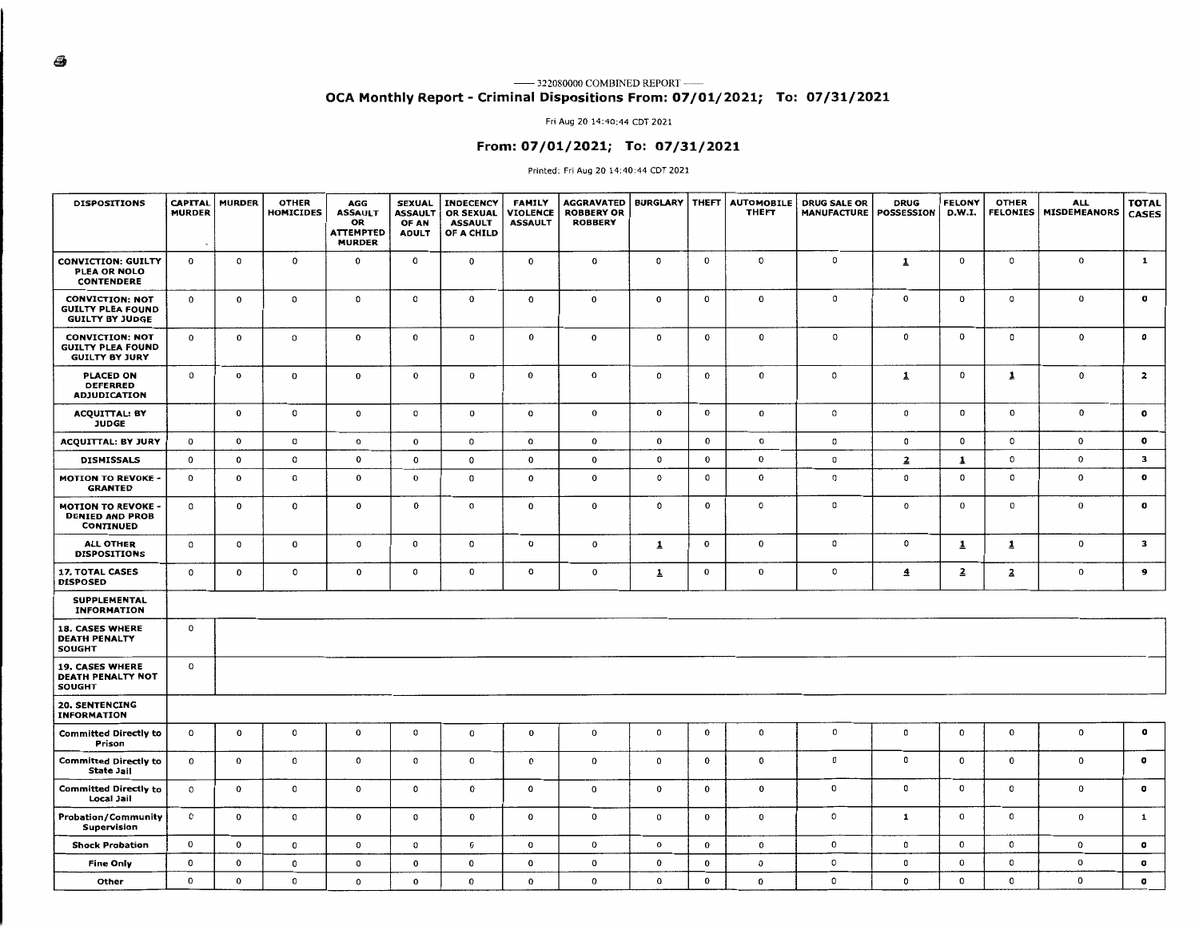—— 322080000 COMBINED REPORT ——

# OCA Monthly Report - Criminal Dispositions From: 07/01/2021; To: 07/31/2021

Fri Aug 20 14:40:44 CDT 2021

## From: 07/01/2021; To: 07/31/2021

Printed: Fri Aug 20 14:40:44 CDT 2021

| DISPOSITIONS | CAPITAL MURDER | MURDER | OTHER HOMICIDES | AGG ASSAULT OR ATTEMPTED MURDER | SEXUAL ASSAULT OF AN ADULT | INDECENCY OR SEXUAL ASSAULT OF A CHILD | FAMILY VIOLENCE ASSAULT | AGGRAVATED ROBBERY OR ROBBERY | BURGLARY | THEFT | AUTOMOBILE THEFT | DRUG SALE OR MANUFACTURE | DRUG POSSESSION | FELONY D.W.I. | OTHER FELONIES | ALL MISDEMEANORS | TOTAL CASES |
|---|---|---|---|---|---|---|---|---|---|---|---|---|---|---|---|---|---|
| **CONVICTION: GUILTY PLEA OR NOLO CONTENDERE** | 0 | 0 | 0 | 0 | 0 | 0 | 0 | 0 | 0 | 0 | 0 | 0 | 1 | 0 | 0 | 0 | 1 |
| **CONVICTION: NOT GUILTY PLEA FOUND GUILTY BY JUDGE** | 0 | 0 | 0 | 0 | 0 | 0 | 0 | 0 | 0 | 0 | 0 | 0 | 0 | 0 | 0 | 0 | 0 |
| **CONVICTION: NOT GUILTY PLEA FOUND GUILTY BY JURY** | 0 | 0 | 0 | 0 | 0 | 0 | 0 | 0 | 0 | 0 | 0 | 0 | 0 | 0 | 0 | 0 | 0 |
| **PLACED ON DEFERRED ADJUDICATION** | 0 | 0 | 0 | 0 | 0 | 0 | 0 | 0 | 0 | 0 | 0 | 0 | 1 | 0 | 1 | 0 | 2 |
| **ACQUITTAL: BY JUDGE** | | 0 | 0 | 0 | 0 | 0 | 0 | 0 | 0 | 0 | 0 | 0 | 0 | 0 | 0 | 0 | 0 |
| **ACQUITTAL: BY JURY** | 0 | 0 | 0 | 0 | 0 | 0 | 0 | 0 | 0 | 0 | 0 | 0 | 0 | 0 | 0 | 0 | 0 |
| **DISMISSALS** | 0 | 0 | 0 | 0 | 0 | 0 | 0 | 0 | 0 | 0 | 0 | 0 | 2 | 1 | 0 | 0 | 3 |
| **MOTION TO REVOKE - GRANTED** | 0 | 0 | 0 | 0 | 0 | 0 | 0 | 0 | 0 | 0 | 0 | 0 | 0 | 0 | 0 | 0 | 0 |
| **MOTION TO REVOKE - DENIED AND PROB CONTINUED** | 0 | 0 | 0 | 0 | 0 | 0 | 0 | 0 | 0 | 0 | 0 | 0 | 0 | 0 | 0 | 0 | 0 |
| **ALL OTHER DISPOSITIONS** | 0 | 0 | 0 | 0 | 0 | 0 | 0 | 0 | 1 | 0 | 0 | 0 | 0 | 1 | 1 | 0 | 3 |
| **17. TOTAL CASES DISPOSED** | 0 | 0 | 0 | 0 | 0 | 0 | 0 | 0 | 1 | 0 | 0 | 0 | 4 | 2 | 2 | 0 | 9 |
| **SUPPLEMENTAL INFORMATION** | | | | | | | | | | | | | | | | | |
| **18. CASES WHERE DEATH PENALTY SOUGHT** | 0 | | | | | | | | | | | | | | | | |
| **19. CASES WHERE DEATH PENALTY NOT SOUGHT** | 0 | | | | | | | | | | | | | | | | |
| **20. SENTENCING INFORMATION** | | | | | | | | | | | | | | | | | |
| **Committed Directly to Prison** | 0 | 0 | 0 | 0 | 0 | 0 | 0 | 0 | 0 | 0 | 0 | 0 | 0 | 0 | 0 | 0 | 0 |
| **Committed Directly to State Jail** | 0 | 0 | 0 | 0 | 0 | 0 | 0 | 0 | 0 | 0 | 0 | 0 | 0 | 0 | 0 | 0 | 0 |
| **Committed Directly to Local Jail** | 0 | 0 | 0 | 0 | 0 | 0 | 0 | 0 | 0 | 0 | 0 | 0 | 0 | 0 | 0 | 0 | 0 |
| **Probation/Community Supervision** | 0 | 0 | 0 | 0 | 0 | 0 | 0 | 0 | 0 | 0 | 0 | 0 | 1 | 0 | 0 | 0 | 1 |
| **Shock Probation** | 0 | 0 | 0 | 0 | 0 | 0 | 0 | 0 | 0 | 0 | 0 | 0 | 0 | 0 | 0 | 0 | 0 |
| **Fine Only** | 0 | 0 | 0 | 0 | 0 | 0 | 0 | 0 | 0 | 0 | 0 | 0 | 0 | 0 | 0 | 0 | 0 |
| **Other** | 0 | 0 | 0 | 0 | 0 | 0 | 0 | 0 | 0 | 0 | 0 | 0 | 0 | 0 | 0 | 0 | 0 |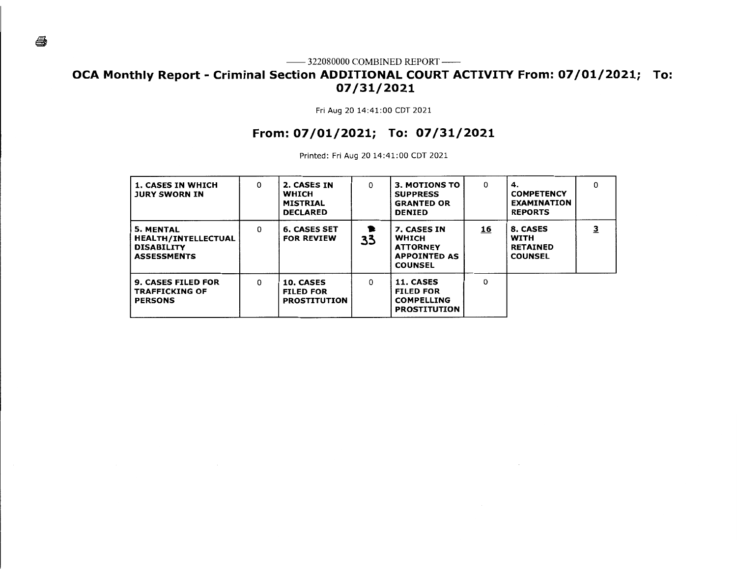—— 322080000 COMBINED REPORT ——

# OCA Monthly Report - Criminal Section ADDITIONAL COURT ACTIVITY From: 07/01/2021; To: 07/31/2021

Fri Aug 20 14:41:00 CDT 2021

## From: 07/01/2021; To: 07/31/2021

Printed: Fri Aug 20 14:41:00 CDT 2021

| | | | | | | | |
|---|---|---|---|---|---|---|---|
| **1. CASES IN WHICH JURY SWORN IN** | 0 | **2. CASES IN WHICH MISTRIAL DECLARED** | 0 | **3. MOTIONS TO SUPPRESS GRANTED OR DENIED** | 0 | **4. COMPETENCY EXAMINATION REPORTS** | 0 |
| **5. MENTAL HEALTH/INTELLECTUAL DISABILITY ASSESSMENTS** | 0 | **6. CASES SET FOR REVIEW** | 33 | **7. CASES IN WHICH ATTORNEY APPOINTED AS COUNSEL** | 16 | **8. CASES WITH RETAINED COUNSEL** | 3 |
| **9. CASES FILED FOR TRAFFICKING OF PERSONS** | 0 | **10. CASES FILED FOR PROSTITUTION** | 0 | **11. CASES FILED FOR COMPELLING PROSTITUTION** | 0 | | |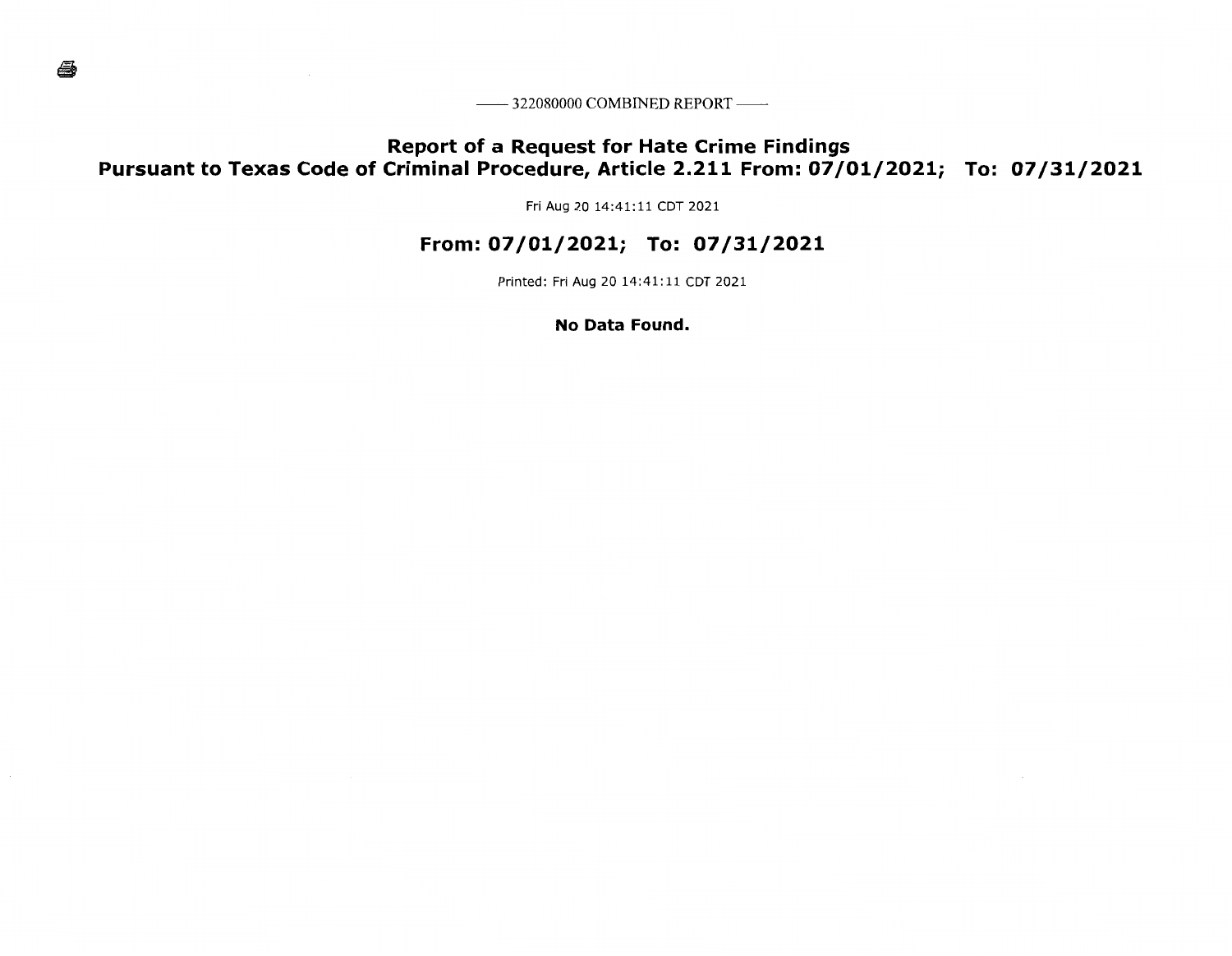—— 322080000 COMBINED REPORT ——

# Report of a Request for Hate Crime Findings
# Pursuant to Texas Code of Criminal Procedure, Article 2.211 From: 07/01/2021; To: 07/31/2021

Fri Aug 20 14:41:11 CDT 2021

## From: 07/01/2021; To: 07/31/2021

Printed: Fri Aug 20 14:41:11 CDT 2021

**No Data Found.**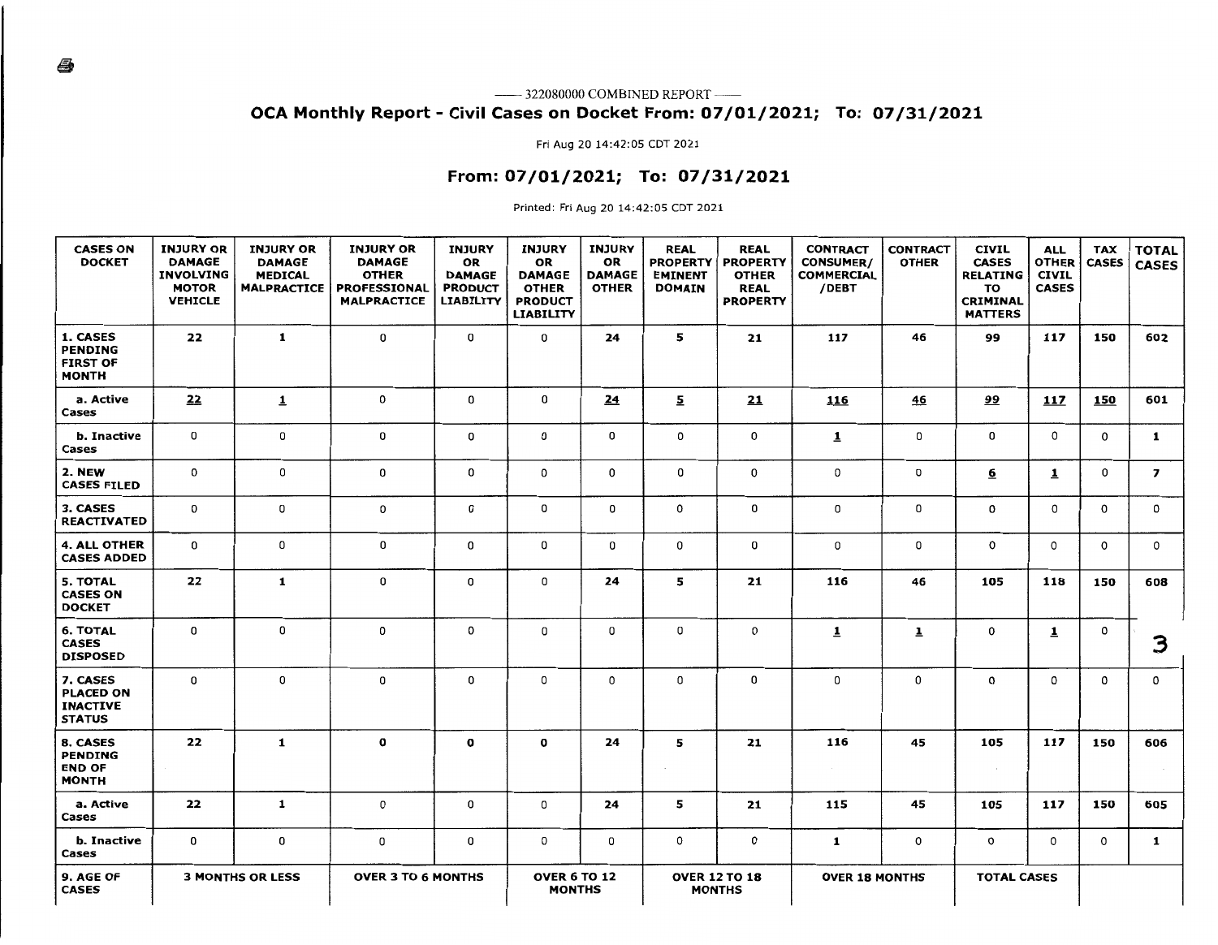— 322080000 COMBINED REPORT —

## OCA Monthly Report - Civil Cases on Docket From: 07/01/2021; To: 07/31/2021

Fri Aug 20 14:42:05 CDT 2021

## From: 07/01/2021; To: 07/31/2021

Printed: Fri Aug 20 14:42:05 CDT 2021

| CASES ON DOCKET | INJURY OR DAMAGE INVOLVING MOTOR VEHICLE | INJURY OR DAMAGE MEDICAL MALPRACTICE | INJURY OR DAMAGE OTHER PROFESSIONAL MALPRACTICE | INJURY OR DAMAGE PRODUCT LIABILITY | INJURY OR DAMAGE OTHER PRODUCT LIABILITY | INJURY OR DAMAGE OTHER | REAL PROPERTY EMINENT DOMAIN | REAL PROPERTY OTHER REAL PROPERTY | CONTRACT CONSUMER/ COMMERCIAL /DEBT | CONTRACT OTHER | CIVIL CASES RELATING TO CRIMINAL MATTERS | ALL OTHER CIVIL CASES | TAX CASES | TOTAL CASES |
|---|---|---|---|---|---|---|---|---|---|---|---|---|---|---|
| **1. CASES PENDING FIRST OF MONTH** | 22 | 1 | 0 | 0 | 0 | 24 | 5 | 21 | 117 | 46 | 99 | 117 | 150 | 602 |
| **a. Active Cases** | 22 | 1 | 0 | 0 | 0 | 24 | 5 | 21 | 116 | 46 | 99 | 117 | 150 | 601 |
| **b. Inactive Cases** | 0 | 0 | 0 | 0 | 0 | 0 | 0 | 0 | 1 | 0 | 0 | 0 | 0 | 1 |
| **2. NEW CASES FILED** | 0 | 0 | 0 | 0 | 0 | 0 | 0 | 0 | 0 | 0 | 6 | 1 | 0 | 7 |
| **3. CASES REACTIVATED** | 0 | 0 | 0 | 0 | 0 | 0 | 0 | 0 | 0 | 0 | 0 | 0 | 0 | 0 |
| **4. ALL OTHER CASES ADDED** | 0 | 0 | 0 | 0 | 0 | 0 | 0 | 0 | 0 | 0 | 0 | 0 | 0 | 0 |
| **5. TOTAL CASES ON DOCKET** | 22 | 1 | 0 | 0 | 0 | 24 | 5 | 21 | 116 | 46 | 105 | 118 | 150 | 608 |
| **6. TOTAL CASES DISPOSED** | 0 | 0 | 0 | 0 | 0 | 0 | 0 | 0 | 1 | 1 | 0 | 1 | 0 | 3 |
| **7. CASES PLACED ON INACTIVE STATUS** | 0 | 0 | 0 | 0 | 0 | 0 | 0 | 0 | 0 | 0 | 0 | 0 | 0 | 0 |
| **8. CASES PENDING END OF MONTH** | 22 | 1 | 0 | 0 | 0 | 24 | 5 | 21 | 116 | 45 | 105 | 117 | 150 | 606 |
| **a. Active Cases** | 22 | 1 | 0 | 0 | 0 | 24 | 5 | 21 | 115 | 45 | 105 | 117 | 150 | 605 |
| **b. Inactive Cases** | 0 | 0 | 0 | 0 | 0 | 0 | 0 | 0 | 1 | 0 | 0 | 0 | 0 | 1 |
| **9. AGE OF CASES** | 3 MONTHS OR LESS | | OVER 3 TO 6 MONTHS | | OVER 6 TO 12 MONTHS | | OVER 12 TO 18 MONTHS | | OVER 18 MONTHS | | TOTAL CASES | | | |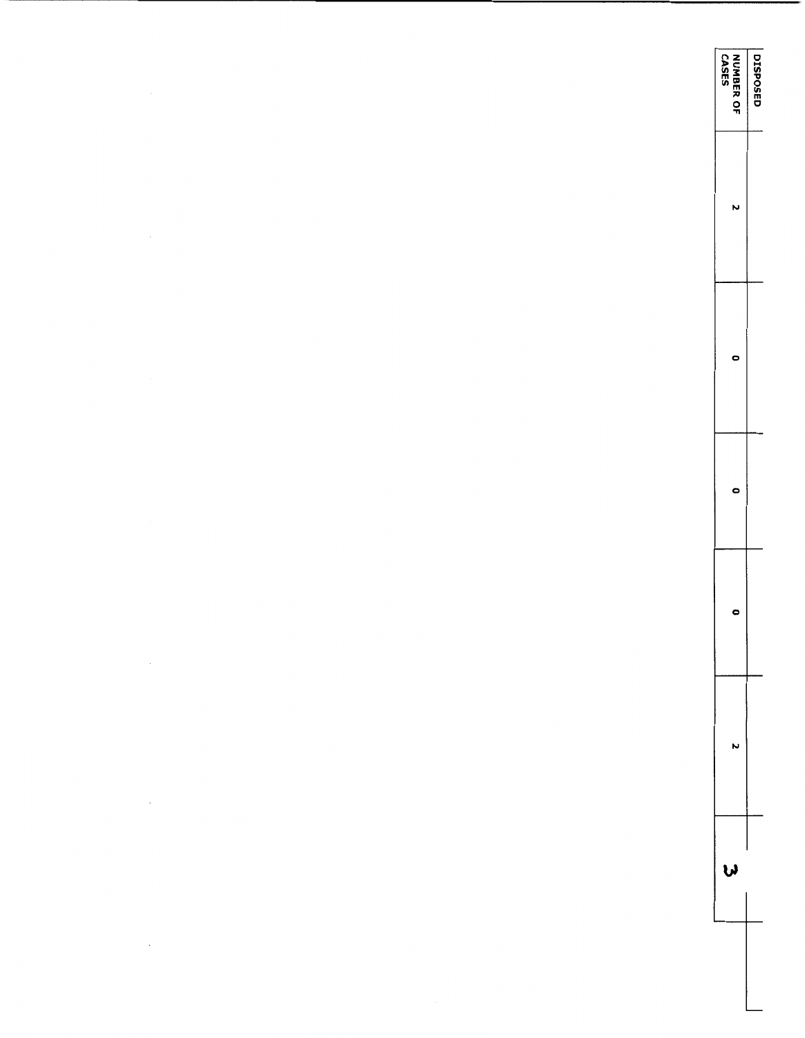| DISPOSED |
| --- |
| NUMBER OF CASES |
| 2 |
| 0 |
| 0 |
| 0 |
| 2 |
| 3 |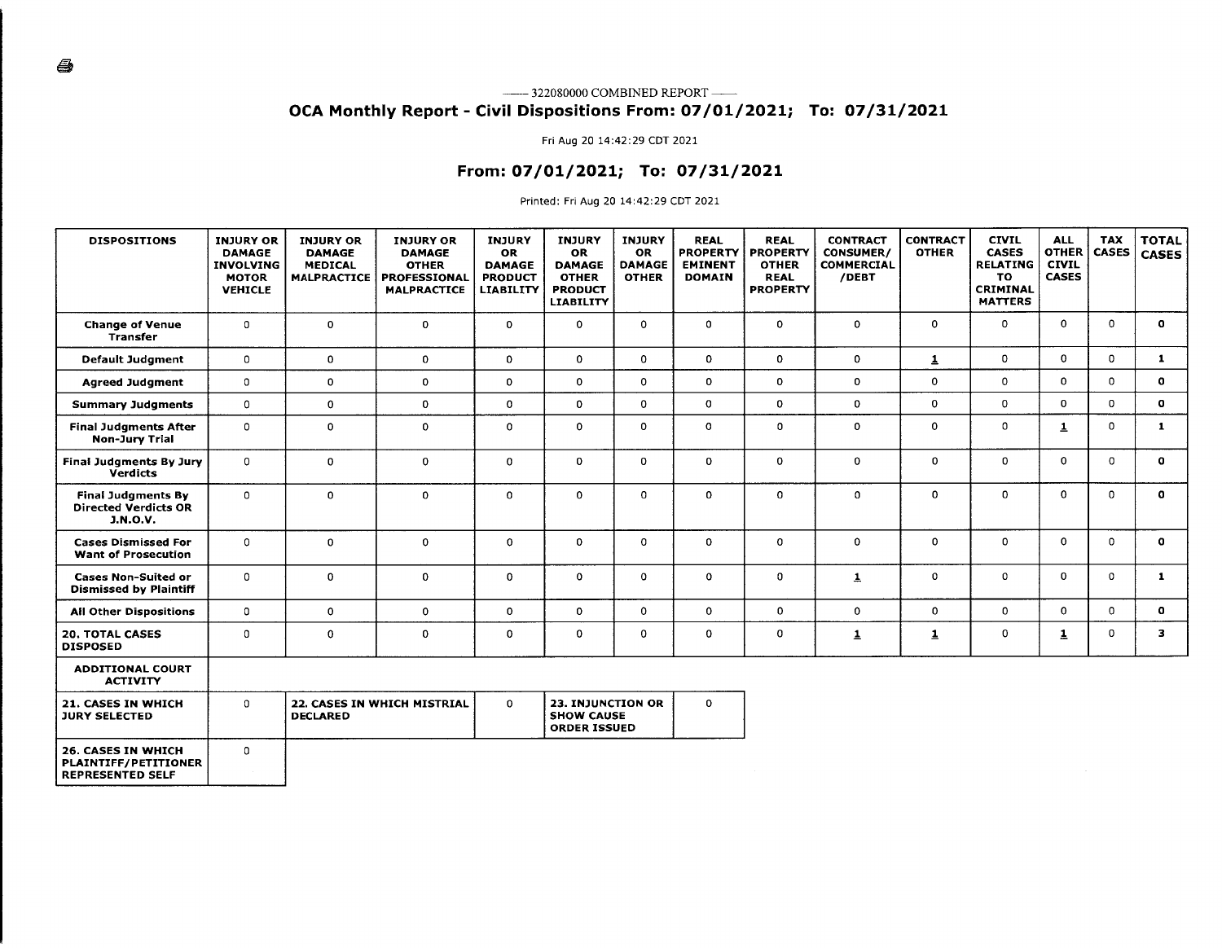—— 322080000 COMBINED REPORT ——

# OCA Monthly Report - Civil Dispositions From: 07/01/2021; To: 07/31/2021

Fri Aug 20 14:42:29 CDT 2021

## From: 07/01/2021; To: 07/31/2021

Printed: Fri Aug 20 14:42:29 CDT 2021

| DISPOSITIONS | INJURY OR DAMAGE INVOLVING MOTOR VEHICLE | INJURY OR DAMAGE MEDICAL MALPRACTICE | INJURY OR DAMAGE OTHER PROFESSIONAL MALPRACTICE | INJURY OR DAMAGE PRODUCT LIABILITY | INJURY OR DAMAGE OTHER PRODUCT LIABILITY | INJURY OR DAMAGE OTHER | REAL PROPERTY EMINENT DOMAIN | REAL PROPERTY OTHER REAL PROPERTY | CONTRACT CONSUMER/ COMMERCIAL /DEBT | CONTRACT OTHER | CIVIL CASES RELATING TO CRIMINAL MATTERS | ALL OTHER CIVIL CASES | TAX CASES | TOTAL CASES |
|---|---|---|---|---|---|---|---|---|---|---|---|---|---|---|
| Change of Venue Transfer | 0 | 0 | 0 | 0 | 0 | 0 | 0 | 0 | 0 | 0 | 0 | 0 | 0 | 0 |
| Default Judgment | 0 | 0 | 0 | 0 | 0 | 0 | 0 | 0 | 0 | 1 | 0 | 0 | 0 | 1 |
| Agreed Judgment | 0 | 0 | 0 | 0 | 0 | 0 | 0 | 0 | 0 | 0 | 0 | 0 | 0 | 0 |
| Summary Judgments | 0 | 0 | 0 | 0 | 0 | 0 | 0 | 0 | 0 | 0 | 0 | 0 | 0 | 0 |
| Final Judgments After Non-Jury Trial | 0 | 0 | 0 | 0 | 0 | 0 | 0 | 0 | 0 | 0 | 0 | 1 | 0 | 1 |
| Final Judgments By Jury Verdicts | 0 | 0 | 0 | 0 | 0 | 0 | 0 | 0 | 0 | 0 | 0 | 0 | 0 | 0 |
| Final Judgments By Directed Verdicts OR J.N.O.V. | 0 | 0 | 0 | 0 | 0 | 0 | 0 | 0 | 0 | 0 | 0 | 0 | 0 | 0 |
| Cases Dismissed For Want of Prosecution | 0 | 0 | 0 | 0 | 0 | 0 | 0 | 0 | 0 | 0 | 0 | 0 | 0 | 0 |
| Cases Non-Suited or Dismissed by Plaintiff | 0 | 0 | 0 | 0 | 0 | 0 | 0 | 0 | 1 | 0 | 0 | 0 | 0 | 1 |
| All Other Dispositions | 0 | 0 | 0 | 0 | 0 | 0 | 0 | 0 | 0 | 0 | 0 | 0 | 0 | 0 |
| 20. TOTAL CASES DISPOSED | 0 | 0 | 0 | 0 | 0 | 0 | 0 | 0 | 1 | 1 | 0 | 1 | 0 | 3 |

| ADDITIONAL COURT ACTIVITY | | | | | |
|---|---|---|---|---|---|
| 21. CASES IN WHICH JURY SELECTED | 0 | 22. CASES IN WHICH MISTRIAL DECLARED | 0 | 23. INJUNCTION OR SHOW CAUSE ORDER ISSUED | 0 |
| 26. CASES IN WHICH PLAINTIFF/PETITIONER REPRESENTED SELF | 0 | | | | |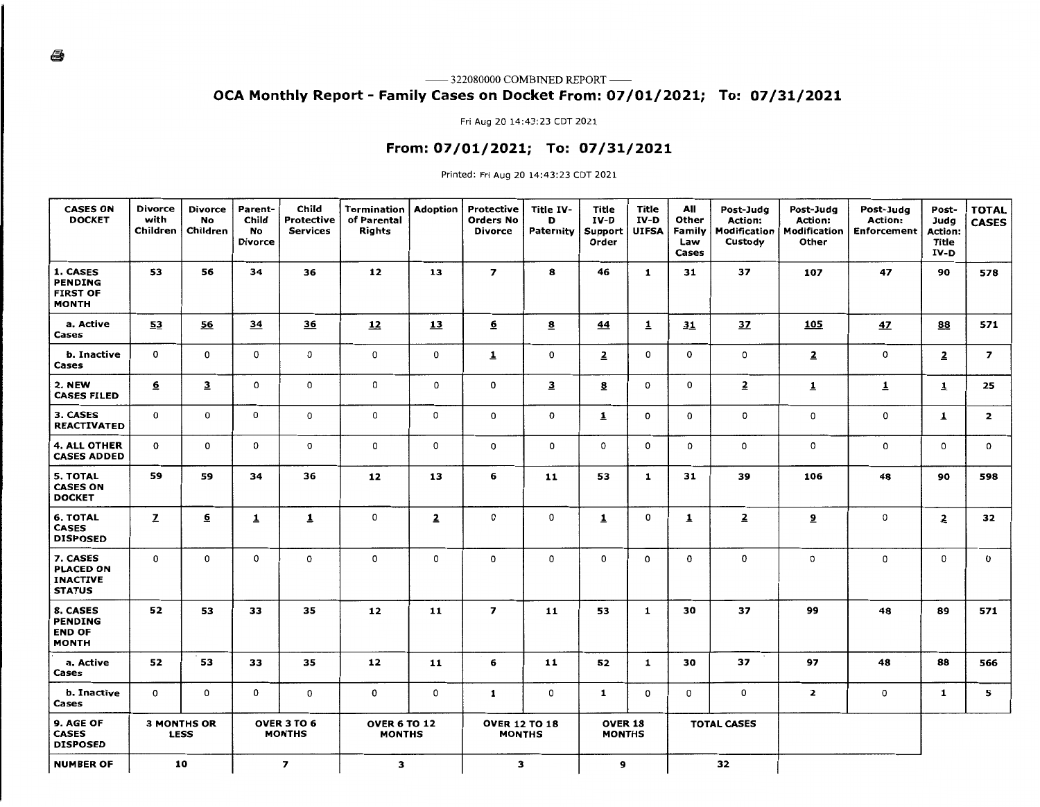—— 322080000 COMBINED REPORT ——

## OCA Monthly Report - Family Cases on Docket From: 07/01/2021; To: 07/31/2021

Fri Aug 20 14:43:23 CDT 2021

## From: 07/01/2021; To: 07/31/2021

Printed: Fri Aug 20 14:43:23 CDT 2021

| CASES ON DOCKET | Divorce with Children | Divorce No Children | Parent-Child No Divorce | Child Protective Services | Termination of Parental Rights | Adoption | Protective Orders No Divorce | Title IV-D Paternity | Title IV-D Support Order | Title IV-D UIFSA | All Other Family Law Cases | Post-Judg Action: Modification Custody | Post-Judg Action: Modification Other | Post-Judg Action: Enforcement | Post-Judg Action: Title IV-D | TOTAL CASES |
|---|---|---|---|---|---|---|---|---|---|---|---|---|---|---|---|---|
| 1. CASES PENDING FIRST OF MONTH | 53 | 56 | 34 | 36 | 12 | 13 | 7 | 8 | 46 | 1 | 31 | 37 | 107 | 47 | 90 | 578 |
| a. Active Cases | 53 | 56 | 34 | 36 | 12 | 13 | 6 | 8 | 44 | 1 | 31 | 37 | 105 | 47 | 88 | 571 |
| b. Inactive Cases | 0 | 0 | 0 | 0 | 0 | 0 | 1 | 0 | 2 | 0 | 0 | 0 | 2 | 0 | 2 | 7 |
| 2. NEW CASES FILED | 6 | 3 | 0 | 0 | 0 | 0 | 0 | 3 | 8 | 0 | 0 | 2 | 1 | 1 | 1 | 25 |
| 3. CASES REACTIVATED | 0 | 0 | 0 | 0 | 0 | 0 | 0 | 0 | 1 | 0 | 0 | 0 | 0 | 0 | 1 | 2 |
| 4. ALL OTHER CASES ADDED | 0 | 0 | 0 | 0 | 0 | 0 | 0 | 0 | 0 | 0 | 0 | 0 | 0 | 0 | 0 | 0 |
| 5. TOTAL CASES ON DOCKET | 59 | 59 | 34 | 36 | 12 | 13 | 6 | 11 | 53 | 1 | 31 | 39 | 106 | 48 | 90 | 598 |
| 6. TOTAL CASES DISPOSED | 7 | 6 | 1 | 1 | 0 | 2 | 0 | 0 | 1 | 0 | 1 | 2 | 9 | 0 | 2 | 32 |
| 7. CASES PLACED ON INACTIVE STATUS | 0 | 0 | 0 | 0 | 0 | 0 | 0 | 0 | 0 | 0 | 0 | 0 | 0 | 0 | 0 | 0 |
| 8. CASES PENDING END OF MONTH | 52 | 53 | 33 | 35 | 12 | 11 | 7 | 11 | 53 | 1 | 30 | 37 | 99 | 48 | 89 | 571 |
| a. Active Cases | 52 | 53 | 33 | 35 | 12 | 11 | 6 | 11 | 52 | 1 | 30 | 37 | 97 | 48 | 88 | 566 |
| b. Inactive Cases | 0 | 0 | 0 | 0 | 0 | 0 | 1 | 0 | 1 | 0 | 0 | 0 | 2 | 0 | 1 | 5 |

| 9. AGE OF CASES DISPOSED | 3 MONTHS OR LESS | OVER 3 TO 6 MONTHS | OVER 6 TO 12 MONTHS | OVER 12 TO 18 MONTHS | OVER 18 MONTHS | TOTAL CASES |
|---|---|---|---|---|---|---|
| NUMBER OF | 10 | 7 | 3 | 3 | 9 | 32 |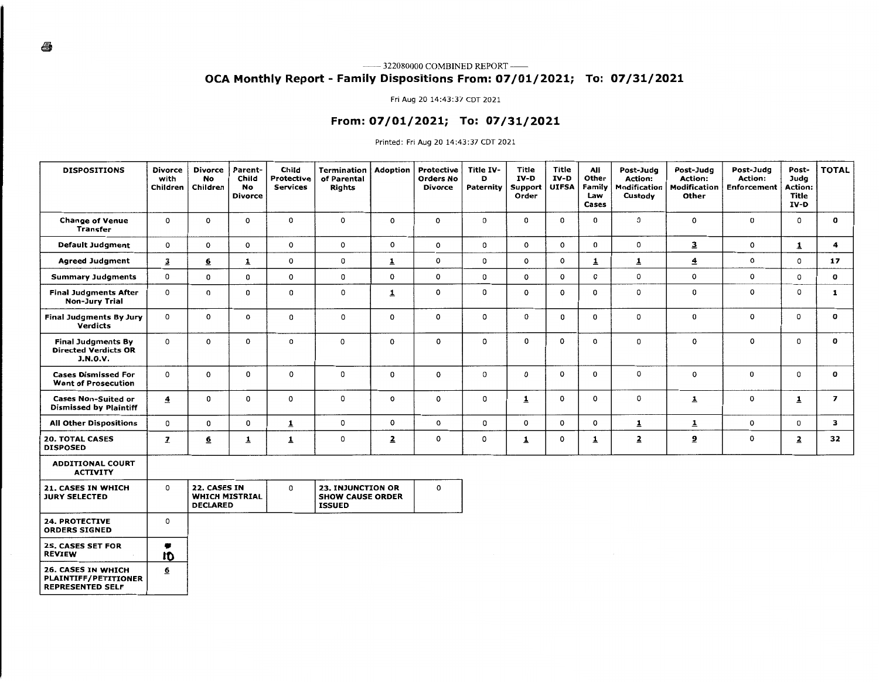—— 322080000 COMBINED REPORT ——

## OCA Monthly Report - Family Dispositions From: 07/01/2021; To: 07/31/2021

Fri Aug 20 14:43:37 CDT 2021

## From: 07/01/2021; To: 07/31/2021

Printed: Fri Aug 20 14:43:37 CDT 2021

| DISPOSITIONS | Divorce with Children | Divorce No Children | Parent-Child No Divorce | Child Protective Services | Termination of Parental Rights | Adoption | Protective Orders No Divorce | Title IV-D Paternity | Title IV-D Support Order | Title IV-D UIFSA | All Other Family Law Cases | Post-Judg Action: Modification Custody | Post-Judg Action: Modification Other | Post-Judg Action: Enforcement | Post-Judg Action: Title IV-D | TOTAL |
|---|---|---|---|---|---|---|---|---|---|---|---|---|---|---|---|---|
| Change of Venue Transfer | 0 | 0 | 0 | 0 | 0 | 0 | 0 | 0 | 0 | 0 | 0 | 0 | 0 | 0 | 0 | 0 |
| Default Judgment | 0 | 0 | 0 | 0 | 0 | 0 | 0 | 0 | 0 | 0 | 0 | 0 | 3 | 0 | 1 | 4 |
| Agreed Judgment | 3 | 6 | 1 | 0 | 0 | 1 | 0 | 0 | 0 | 0 | 1 | 1 | 4 | 0 | 0 | 17 |
| Summary Judgments | 0 | 0 | 0 | 0 | 0 | 0 | 0 | 0 | 0 | 0 | 0 | 0 | 0 | 0 | 0 | 0 |
| Final Judgments After Non-Jury Trial | 0 | 0 | 0 | 0 | 0 | 1 | 0 | 0 | 0 | 0 | 0 | 0 | 0 | 0 | 0 | 1 |
| Final Judgments By Jury Verdicts | 0 | 0 | 0 | 0 | 0 | 0 | 0 | 0 | 0 | 0 | 0 | 0 | 0 | 0 | 0 | 0 |
| Final Judgments By Directed Verdicts OR J.N.O.V. | 0 | 0 | 0 | 0 | 0 | 0 | 0 | 0 | 0 | 0 | 0 | 0 | 0 | 0 | 0 | 0 |
| Cases Dismissed For Want of Prosecution | 0 | 0 | 0 | 0 | 0 | 0 | 0 | 0 | 0 | 0 | 0 | 0 | 0 | 0 | 0 | 0 |
| Cases Non-Suited or Dismissed by Plaintiff | 4 | 0 | 0 | 0 | 0 | 0 | 0 | 0 | 1 | 0 | 0 | 0 | 1 | 0 | 1 | 7 |
| All Other Dispositions | 0 | 0 | 0 | 1 | 0 | 0 | 0 | 0 | 0 | 0 | 0 | 1 | 1 | 0 | 0 | 3 |
| 20. TOTAL CASES DISPOSED | 7 | 6 | 1 | 1 | 0 | 2 | 0 | 0 | 1 | 0 | 1 | 2 | 9 | 0 | 2 | 32 |

| ADDITIONAL COURT ACTIVITY | | | | | |
|---|---|---|---|---|---|
| 21. CASES IN WHICH JURY SELECTED | 0 | 22. CASES IN WHICH MISTRIAL DECLARED | 0 | 23. INJUNCTION OR SHOW CAUSE ORDER ISSUED | 0 |
| 24. PROTECTIVE ORDERS SIGNED | 0 | | | | |
| 25. CASES SET FOR REVIEW | 10 | | | | |
| 26. CASES IN WHICH PLAINTIFF/PETITIONER REPRESENTED SELF | 6 | | | | |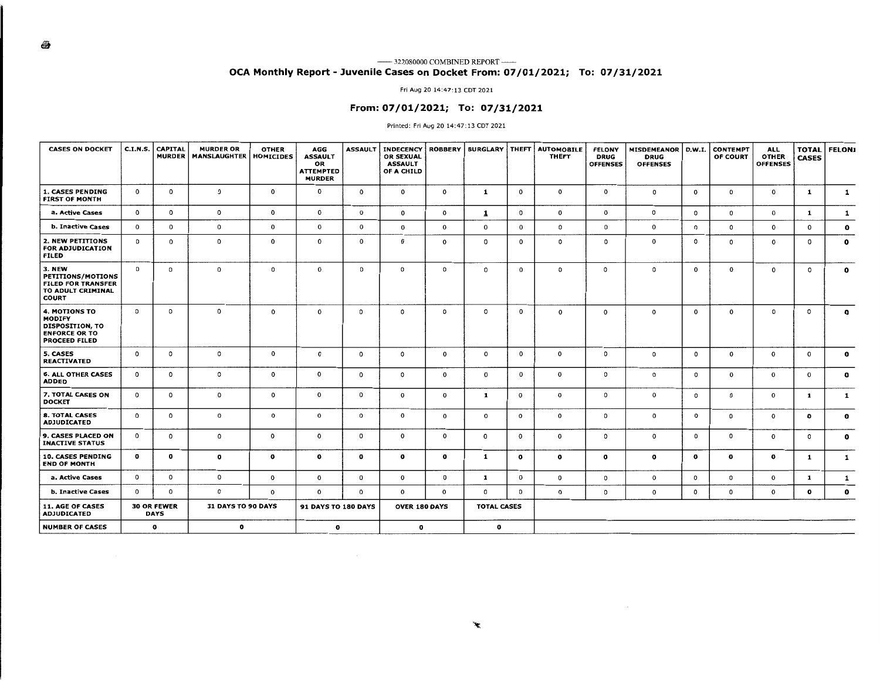—— 322080000 COMBINED REPORT ——

## OCA Monthly Report - Juvenile Cases on Docket From: 07/01/2021; To: 07/31/2021

Fri Aug 20 14:47:13 CDT 2021

### From: 07/01/2021; To: 07/31/2021

Printed: Fri Aug 20 14:47:13 CDT 2021

| CASES ON DOCKET | C.I.N.S. | CAPITAL MURDER | MURDER OR MANSLAUGHTER | OTHER HOMICIDES | AGG ASSAULT OR ATTEMPTED MURDER | ASSAULT | INDECENCY OR SEXUAL ASSAULT OF A CHILD | ROBBERY | BURGLARY | THEFT | AUTOMOBILE THEFT | FELONY DRUG OFFENSES | MISDEMEANOR DRUG OFFENSES | D.W.I. | CONTEMPT OF COURT | ALL OTHER OFFENSES | TOTAL CASES | FELONI |
|---|---|---|---|---|---|---|---|---|---|---|---|---|---|---|---|---|---|---|
| 1. CASES PENDING FIRST OF MONTH | 0 | 0 | 0 | 0 | 0 | 0 | 0 | 0 | 1 | 0 | 0 | 0 | 0 | 0 | 0 | 0 | 1 | 1 |
| a. Active Cases | 0 | 0 | 0 | 0 | 0 | 0 | 0 | 0 | 1 | 0 | 0 | 0 | 0 | 0 | 0 | 0 | 1 | 1 |
| b. Inactive Cases | 0 | 0 | 0 | 0 | 0 | 0 | 0 | 0 | 0 | 0 | 0 | 0 | 0 | 0 | 0 | 0 | 0 | 0 |
| 2. NEW PETITIONS FOR ADJUDICATION FILED | 0 | 0 | 0 | 0 | 0 | 0 | 0 | 0 | 0 | 0 | 0 | 0 | 0 | 0 | 0 | 0 | 0 | 0 |
| 3. NEW PETITIONS/MOTIONS FILED FOR TRANSFER TO ADULT CRIMINAL COURT | 0 | 0 | 0 | 0 | 0 | 0 | 0 | 0 | 0 | 0 | 0 | 0 | 0 | 0 | 0 | 0 | 0 | 0 |
| 4. MOTIONS TO MODIFY DISPOSITION, TO ENFORCE OR TO PROCEED FILED | 0 | 0 | 0 | 0 | 0 | 0 | 0 | 0 | 0 | 0 | 0 | 0 | 0 | 0 | 0 | 0 | 0 | 0 |
| 5. CASES REACTIVATED | 0 | 0 | 0 | 0 | 0 | 0 | 0 | 0 | 0 | 0 | 0 | 0 | 0 | 0 | 0 | 0 | 0 | 0 |
| 6. ALL OTHER CASES ADDED | 0 | 0 | 0 | 0 | 0 | 0 | 0 | 0 | 0 | 0 | 0 | 0 | 0 | 0 | 0 | 0 | 0 | 0 |
| 7. TOTAL CASES ON DOCKET | 0 | 0 | 0 | 0 | 0 | 0 | 0 | 0 | 1 | 0 | 0 | 0 | 0 | 0 | 0 | 0 | 1 | 1 |
| 8. TOTAL CASES ADJUDICATED | 0 | 0 | 0 | 0 | 0 | 0 | 0 | 0 | 0 | 0 | 0 | 0 | 0 | 0 | 0 | 0 | 0 | 0 |
| 9. CASES PLACED ON INACTIVE STATUS | 0 | 0 | 0 | 0 | 0 | 0 | 0 | 0 | 0 | 0 | 0 | 0 | 0 | 0 | 0 | 0 | 0 | 0 |
| 10. CASES PENDING END OF MONTH | 0 | 0 | 0 | 0 | 0 | 0 | 0 | 0 | 1 | 0 | 0 | 0 | 0 | 0 | 0 | 0 | 1 | 1 |
| a. Active Cases | 0 | 0 | 0 | 0 | 0 | 0 | 0 | 0 | 1 | 0 | 0 | 0 | 0 | 0 | 0 | 0 | 1 | 1 |
| b. Inactive Cases | 0 | 0 | 0 | 0 | 0 | 0 | 0 | 0 | 0 | 0 | 0 | 0 | 0 | 0 | 0 | 0 | 0 | 0 |

| 11. AGE OF CASES ADJUDICATED | 30 OR FEWER DAYS | 31 DAYS TO 90 DAYS | 91 DAYS TO 180 DAYS | OVER 180 DAYS | TOTAL CASES |
|---|---|---|---|---|---|
| NUMBER OF CASES | 0 | 0 | 0 | 0 | 0 |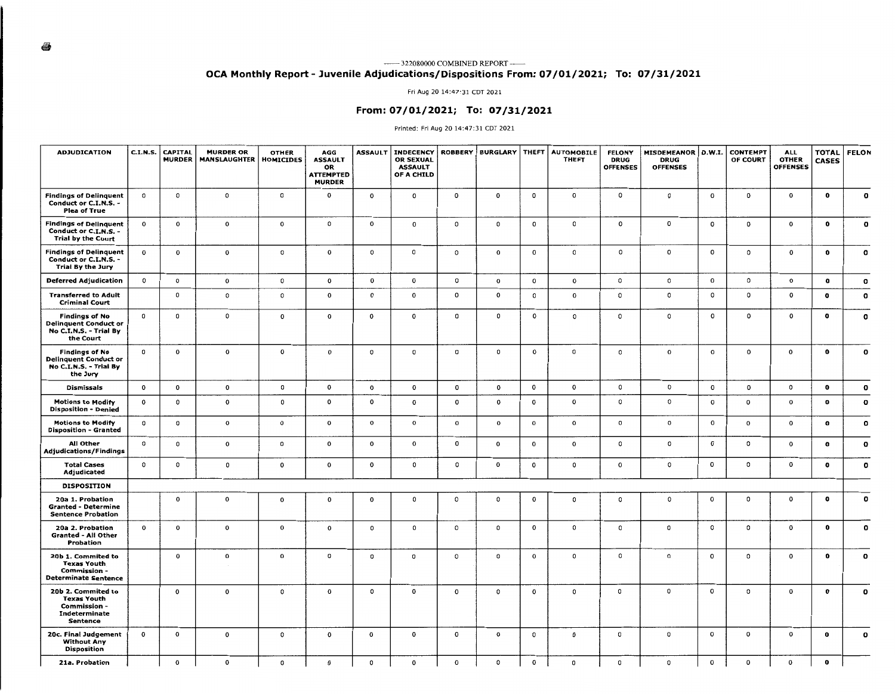——322080000 COMBINED REPORT——

## OCA Monthly Report - Juvenile Adjudications/Dispositions From: 07/01/2021; To: 07/31/2021

Fri Aug 20 14:47:31 CDT 2021

### From: 07/01/2021; To: 07/31/2021

Printed: Fri Aug 20 14:47:31 CDT 2021

| ADJUDICATION | C.I.N.S. | CAPITAL MURDER | MURDER OR MANSLAUGHTER | OTHER HOMICIDES | AGG ASSAULT OR ATTEMPTED MURDER | ASSAULT | INDECENCY OR SEXUAL ASSAULT OF A CHILD | ROBBERY | BURGLARY | THEFT | AUTOMOBILE THEFT | FELONY DRUG OFFENSES | MISDEMEANOR DRUG OFFENSES | D.W.I. | CONTEMPT OF COURT | ALL OTHER OFFENSES | TOTAL CASES | FELON |
|---|---|---|---|---|---|---|---|---|---|---|---|---|---|---|---|---|---|---|
| Findings of Delinquent Conduct or C.I.N.S. - Plea of True | 0 | 0 | 0 | 0 | 0 | 0 | 0 | 0 | 0 | 0 | 0 | 0 | 0 | 0 | 0 | 0 | 0 | 0 |
| Findings of Delinquent Conduct or C.I.N.S. - Trial by the Court | 0 | 0 | 0 | 0 | 0 | 0 | 0 | 0 | 0 | 0 | 0 | 0 | 0 | 0 | 0 | 0 | 0 | 0 |
| Findings of Delinquent Conduct or C.I.N.S. - Trial By the Jury | 0 | 0 | 0 | 0 | 0 | 0 | 0 | 0 | 0 | 0 | 0 | 0 | 0 | 0 | 0 | 0 | 0 | 0 |
| Deferred Adjudication | 0 | 0 | 0 | 0 | 0 | 0 | 0 | 0 | 0 | 0 | 0 | 0 | 0 | 0 | 0 | 0 | 0 | 0 |
| Transferred to Adult Criminal Court | | 0 | 0 | 0 | 0 | 0 | 0 | 0 | 0 | 0 | 0 | 0 | 0 | 0 | 0 | 0 | 0 | 0 |
| Findings of No Delinquent Conduct or No C.I.N.S. - Trial By the Court | 0 | 0 | 0 | 0 | 0 | 0 | 0 | 0 | 0 | 0 | 0 | 0 | 0 | 0 | 0 | 0 | 0 | 0 |
| Findings of No Delinquent Conduct or No C.I.N.S. - Trial By the Jury | 0 | 0 | 0 | 0 | 0 | 0 | 0 | 0 | 0 | 0 | 0 | 0 | 0 | 0 | 0 | 0 | 0 | 0 |
| Dismissals | 0 | 0 | 0 | 0 | 0 | 0 | 0 | 0 | 0 | 0 | 0 | 0 | 0 | 0 | 0 | 0 | 0 | 0 |
| Motions to Modify Disposition - Denied | 0 | 0 | 0 | 0 | 0 | 0 | 0 | 0 | 0 | 0 | 0 | 0 | 0 | 0 | 0 | 0 | 0 | 0 |
| Motions to Modify Disposition - Granted | 0 | 0 | 0 | 0 | 0 | 0 | 0 | 0 | 0 | 0 | 0 | 0 | 0 | 0 | 0 | 0 | 0 | 0 |
| All Other Adjudications/Findings | 0 | 0 | 0 | 0 | 0 | 0 | 0 | 0 | 0 | 0 | 0 | 0 | 0 | 0 | 0 | 0 | 0 | 0 |
| Total Cases Adjudicated | 0 | 0 | 0 | 0 | 0 | 0 | 0 | 0 | 0 | 0 | 0 | 0 | 0 | 0 | 0 | 0 | 0 | 0 |
| **DISPOSITION** | | | | | | | | | | | | | | | | | | |
| 20a 1. Probation Granted - Determine Sentence Probation | | 0 | 0 | 0 | 0 | 0 | 0 | 0 | 0 | 0 | 0 | 0 | 0 | 0 | 0 | 0 | 0 | 0 |
| 20a 2. Probation Granted - All Other Probation | 0 | 0 | 0 | 0 | 0 | 0 | 0 | 0 | 0 | 0 | 0 | 0 | 0 | 0 | 0 | 0 | 0 | 0 |
| 20b 1. Commited to Texas Youth Commission - Determinate Sentence | | 0 | 0 | 0 | 0 | 0 | 0 | 0 | 0 | 0 | 0 | 0 | 0 | 0 | 0 | 0 | 0 | 0 |
| 20b 2. Commited to Texas Youth Commission - Indeterminate Sentence | | 0 | 0 | 0 | 0 | 0 | 0 | 0 | 0 | 0 | 0 | 0 | 0 | 0 | 0 | 0 | 0 | 0 |
| 20c. Final Judgement Without Any Disposition | 0 | 0 | 0 | 0 | 0 | 0 | 0 | 0 | 0 | 0 | 0 | 0 | 0 | 0 | 0 | 0 | 0 | 0 |
| 21a. Probation | | 0 | 0 | 0 | 0 | 0 | 0 | 0 | 0 | 0 | 0 | 0 | 0 | 0 | 0 | 0 | 0 | |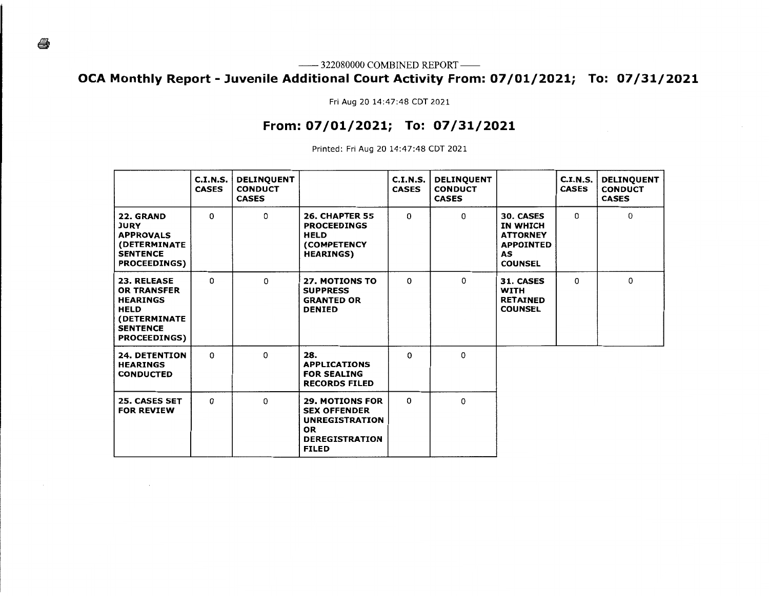—— 322080000 COMBINED REPORT ——

# OCA Monthly Report - Juvenile Additional Court Activity From: 07/01/2021; To: 07/31/2021

Fri Aug 20 14:47:48 CDT 2021

## From: 07/01/2021; To: 07/31/2021

Printed: Fri Aug 20 14:47:48 CDT 2021

| | C.I.N.S. CASES | DELINQUENT CONDUCT CASES | | C.I.N.S. CASES | DELINQUENT CONDUCT CASES | | C.I.N.S. CASES | DELINQUENT CONDUCT CASES |
|---|---|---|---|---|---|---|---|---|
| **22. GRAND JURY APPROVALS (DETERMINATE SENTENCE PROCEEDINGS)** | 0 | 0 | **26. CHAPTER 55 PROCEEDINGS HELD (COMPETENCY HEARINGS)** | 0 | 0 | **30. CASES IN WHICH ATTORNEY APPOINTED AS COUNSEL** | 0 | 0 |
| **23. RELEASE OR TRANSFER HEARINGS HELD (DETERMINATE SENTENCE PROCEEDINGS)** | 0 | 0 | **27. MOTIONS TO SUPPRESS GRANTED OR DENIED** | 0 | 0 | **31. CASES WITH RETAINED COUNSEL** | 0 | 0 |
| **24. DETENTION HEARINGS CONDUCTED** | 0 | 0 | **28. APPLICATIONS FOR SEALING RECORDS FILED** | 0 | 0 | | | |
| **25. CASES SET FOR REVIEW** | 0 | 0 | **29. MOTIONS FOR SEX OFFENDER UNREGISTRATION OR DEREGISTRATION FILED** | 0 | 0 | | | |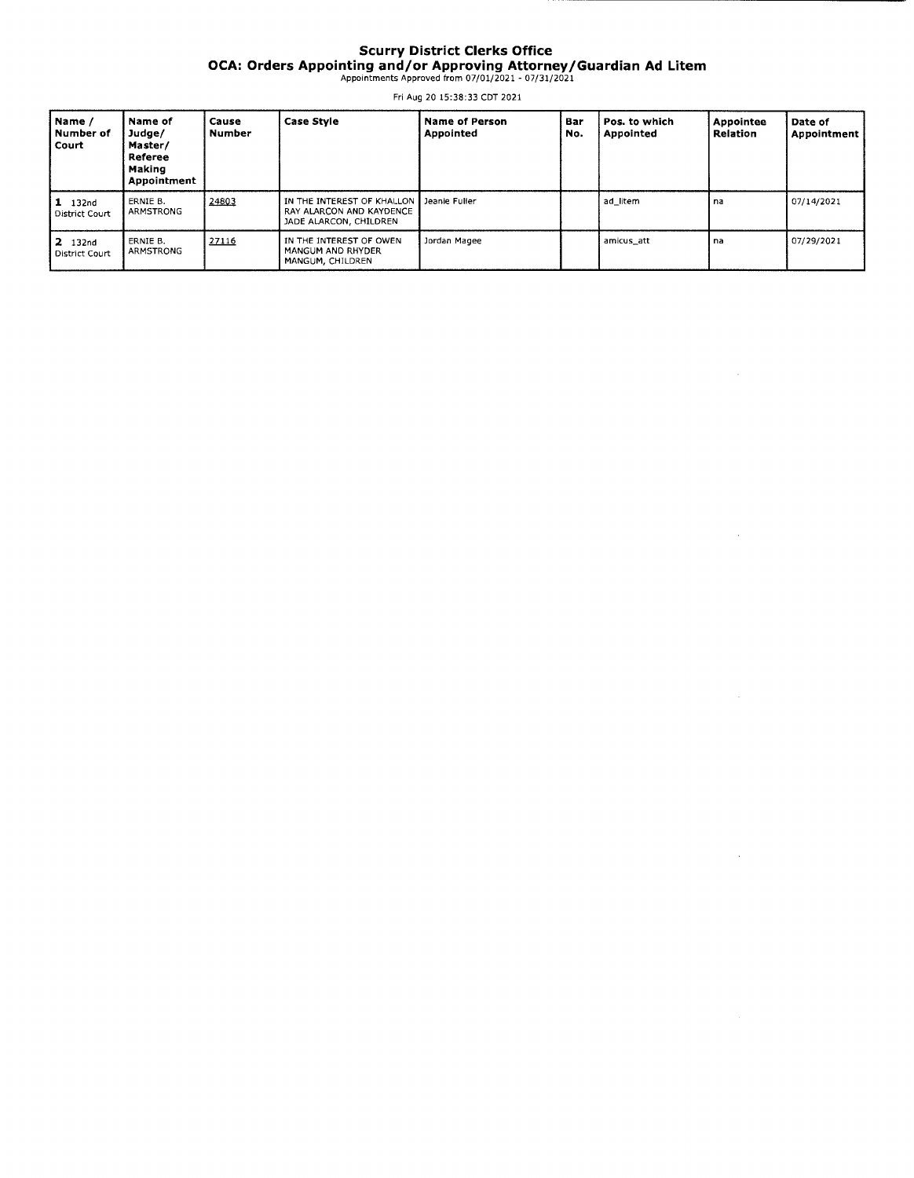# Scurry District Clerks Office

## OCA: Orders Appointing and/or Approving Attorney/Guardian Ad Litem

Appointments Approved from 07/01/2021 - 07/31/2021

Fri Aug 20 15:38:33 CDT 2021

| Name / Number of Court | Name of Judge/ Master/ Referee Making Appointment | Cause Number | Case Style | Name of Person Appointed | Bar No. | Pos. to which Appointed | Appointee Relation | Date of Appointment |
|---|---|---|---|---|---|---|---|---|
| 1 132nd District Court | ERNIE B. ARMSTRONG | 24803 | IN THE INTEREST OF KHALLON RAY ALARCON AND KAYDENCE JADE ALARCON, CHILDREN | Jeanie Fuller | | ad_litem | na | 07/14/2021 |
| 2 132nd District Court | ERNIE B. ARMSTRONG | 27116 | IN THE INTEREST OF OWEN MANGUM AND RHYDER MANGUM, CHILDREN | Jordan Magee | | amicus_att | na | 07/29/2021 |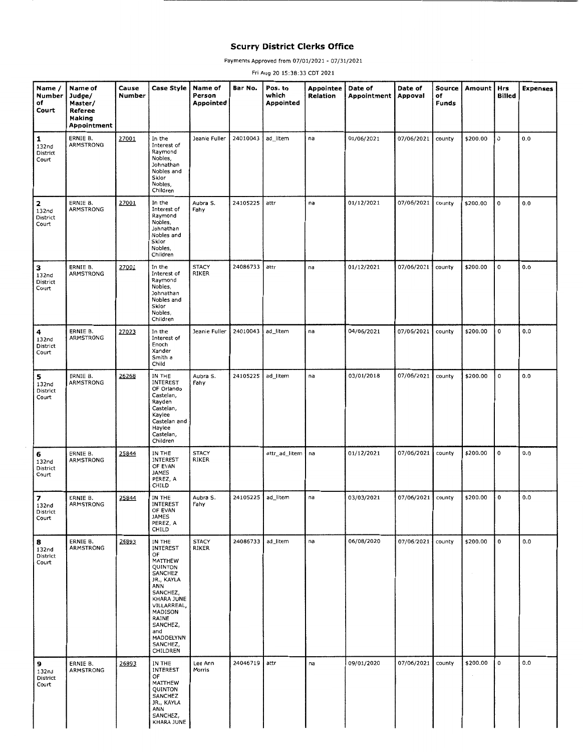# Scurry District Clerks Office

Payments Approved from 07/01/2021 - 07/31/2021

Fri Aug 20 15:38:33 CDT 2021

| Name / Number of Court | Name of Judge/ Master/ Referee Making Appointment | Cause Number | Case Style | Name of Person Appointed | Bar No. | Pos. to which Appointed | Appointee Relation | Date of Appointment | Date of Appoval | Source of Funds | Amount | Hrs Billed | Expenses |
|---|---|---|---|---|---|---|---|---|---|---|---|---|---|
| 1 132nd District Court | ERNIE B. ARMSTRONG | 27001 | In the Interest of Raymond Nobles, Johnathan Nobles and Sklor Nobles, Children | Jeanie Fuller | 24010043 | ad_litem | na | 01/06/2021 | 07/06/2021 | county | $200.00 | 0 | 0.0 |
| 2 132nd District Court | ERNIE B. ARMSTRONG | 27001 | In the Interest of Raymond Nobles, Johnathan Nobles and Sklor Nobles, Children | Aubra S. Fahy | 24105225 | attr | na | 01/12/2021 | 07/06/2021 | county | $200.00 | 0 | 0.0 |
| 3 132nd District Court | ERNIE B. ARMSTRONG | 27001 | In the Interest of Raymond Nobles, Johnathan Nobles and Sklor Nobles, Children | STACY RIKER | 24086733 | attr | na | 01/12/2021 | 07/06/2021 | county | $200.00 | 0 | 0.0 |
| 4 132nd District Court | ERNIE B. ARMSTRONG | 27023 | In the Interest of Enoch Xander Smith a Child | Jeanie Fuller | 24010043 | ad_litem | na | 04/06/2021 | 07/06/2021 | county | $200.00 | 0 | 0.0 |
| 5 132nd District Court | ERNIE B. ARMSTRONG | 26268 | IN THE INTEREST OF Orlando Castelan, Rayden Castelan, Kaylee Castelan and Haylee Castelan, Children | Aubra S. Fahy | 24105225 | ad_litem | na | 03/01/2018 | 07/06/2021 | county | $200.00 | 0 | 0.0 |
| 6 132nd District Court | ERNIE B. ARMSTRONG | 25844 | IN THE INTEREST OF EVAN JAMES PEREZ, A CHILD | STACY RIKER | | attr_ad_litem | na | 01/12/2021 | 07/06/2021 | county | $200.00 | 0 | 0.0 |
| 7 132nd District Court | ERNIE B. ARMSTRONG | 25844 | IN THE INTEREST OF EVAN JAMES PEREZ, A CHILD | Aubra S. Fahy | 24105225 | ad_litem | na | 03/03/2021 | 07/06/2021 | county | $200.00 | 0 | 0.0 |
| 8 132nd District Court | ERNIE B. ARMSTRONG | 26893 | IN THE INTEREST OF MATTHEW QUINTON SANCHEZ JR., KAYLA ANN SANCHEZ, KHARA JUNE VILLARREAL, MADISON RAINE SANCHEZ, and MADDELYNN SANCHEZ, CHILDREN | STACY RIKER | 24086733 | ad_litem | na | 06/08/2020 | 07/06/2021 | county | $200.00 | 0 | 0.0 |
| 9 132nd District Court | ERNIE B. ARMSTRONG | 26893 | IN THE INTEREST OF MATTHEW QUINTON SANCHEZ JR., KAYLA ANN SANCHEZ, KHARA JUNE | Lee Ann Morris | 24046719 | attr | na | 09/01/2020 | 07/06/2021 | county | $200.00 | 0 | 0.0 |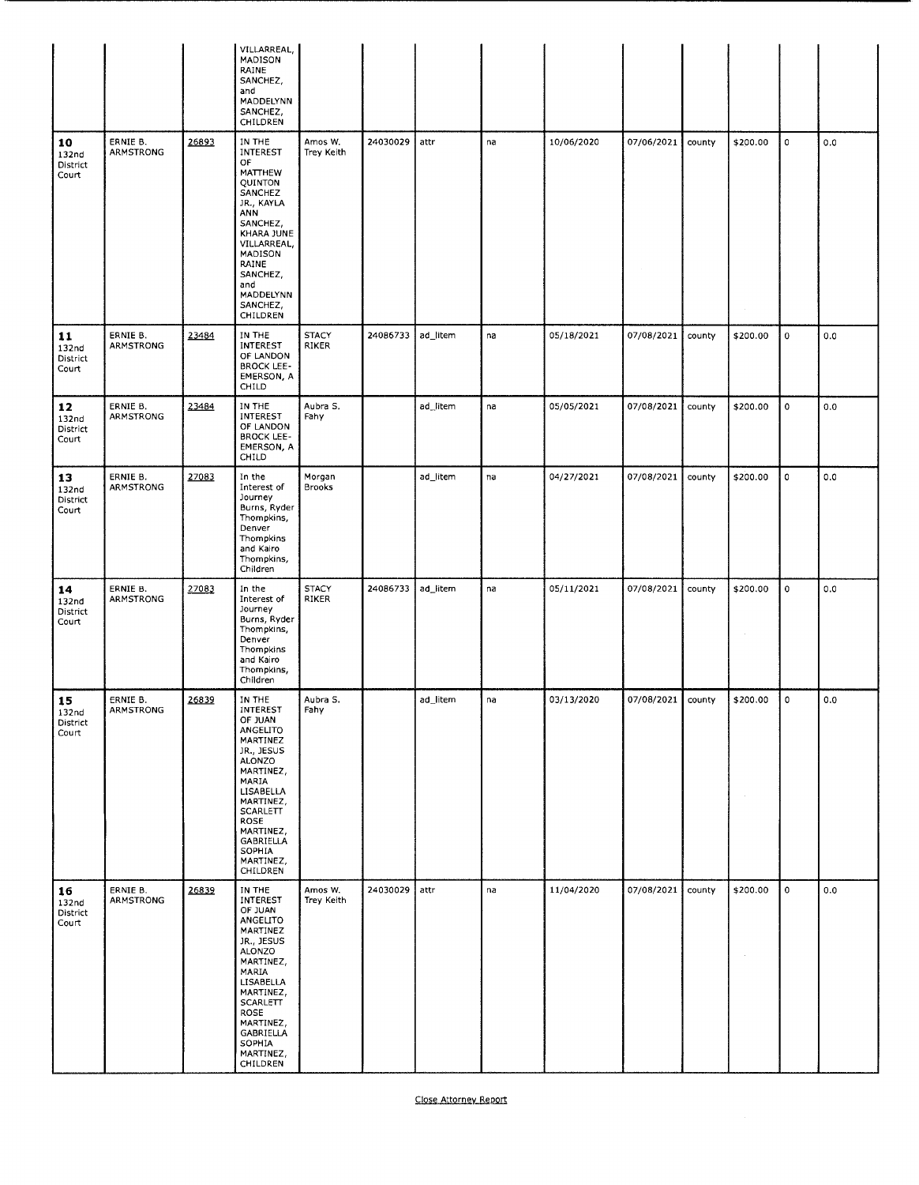| | | | | | | | | | | | | | |
|---|---|---|---|---|---|---|---|---|---|---|---|---|---|
| | | | VILLARREAL, MADISON RAINE SANCHEZ, and MADDELYNN SANCHEZ, CHILDREN | | | | | | | | | | |
| **10** 132nd District Court | ERNIE B. ARMSTRONG | 26893 | IN THE INTEREST OF MATTHEW QUINTON SANCHEZ JR., KAYLA ANN SANCHEZ, KHARA JUNE VILLARREAL, MADISON RAINE SANCHEZ, and MADDELYNN SANCHEZ, CHILDREN | Amos W. Trey Keith | 24030029 | attr | na | 10/06/2020 | 07/06/2021 | county | $200.00 | 0 | 0.0 |
| **11** 132nd District Court | ERNIE B. ARMSTRONG | 23484 | IN THE INTEREST OF LANDON BROCK LEE-EMERSON, A CHILD | STACY RIKER | 24086733 | ad_litem | na | 05/18/2021 | 07/08/2021 | county | $200.00 | 0 | 0.0 |
| **12** 132nd District Court | ERNIE B. ARMSTRONG | 23484 | IN THE INTEREST OF LANDON BROCK LEE-EMERSON, A CHILD | Aubra S. Fahy | | ad_litem | na | 05/05/2021 | 07/08/2021 | county | $200.00 | 0 | 0.0 |
| **13** 132nd District Court | ERNIE B. ARMSTRONG | 27083 | In the Interest of Journey Burns, Ryder Thompkins, Denver Thompkins and Kairo Thompkins, Children | Morgan Brooks | | ad_litem | na | 04/27/2021 | 07/08/2021 | county | $200.00 | 0 | 0.0 |
| **14** 132nd District Court | ERNIE B. ARMSTRONG | 27083 | In the Interest of Journey Burns, Ryder Thompkins, Denver Thompkins and Kairo Thompkins, Children | STACY RIKER | 24086733 | ad_litem | na | 05/11/2021 | 07/08/2021 | county | $200.00 | 0 | 0.0 |
| **15** 132nd District Court | ERNIE B. ARMSTRONG | 26839 | IN THE INTEREST OF JUAN ANGELITO MARTINEZ JR., JESUS ALONZO MARTINEZ, MARIA LISABELLA MARTINEZ, SCARLETT ROSE MARTINEZ, GABRIELLA SOPHIA MARTINEZ, CHILDREN | Aubra S. Fahy | | ad_litem | na | 03/13/2020 | 07/08/2021 | county | $200.00 | 0 | 0.0 |
| **16** 132nd District Court | ERNIE B. ARMSTRONG | 26839 | IN THE INTEREST OF JUAN ANGELITO MARTINEZ JR., JESUS ALONZO MARTINEZ, MARIA LISABELLA MARTINEZ, SCARLETT ROSE MARTINEZ, GABRIELLA SOPHIA MARTINEZ, CHILDREN | Amos W. Trey Keith | 24030029 | attr | na | 11/04/2020 | 07/08/2021 | county | $200.00 | 0 | 0.0 |

Close Attorney Report